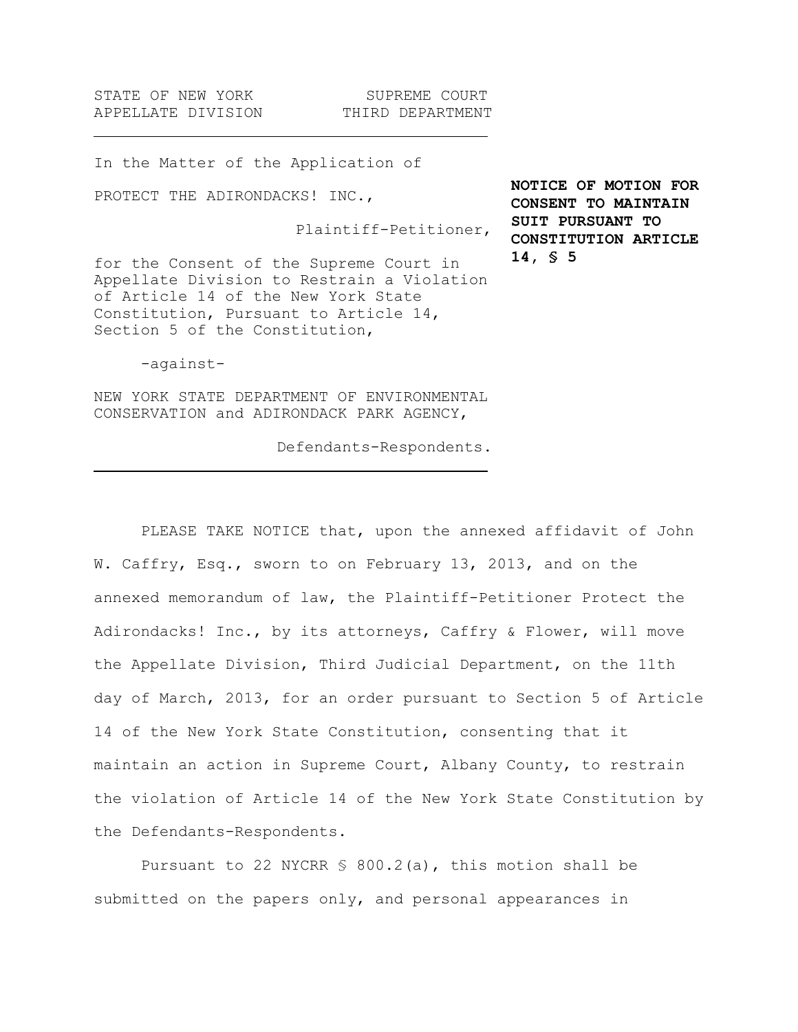STATE OF NEW YORK SUPREME COURT
APPELLATE DIVISION THIRD DEPARTMENT

---

In the Matter of the Application of

PROTECT THE ADIRONDACKS! INC.,

Plaintiff-Petitioner,

for the Consent of the Supreme Court in Appellate Division to Restrain a Violation of Article 14 of the New York State Constitution, Pursuant to Article 14, Section 5 of the Constitution,

-against-

NEW YORK STATE DEPARTMENT OF ENVIRONMENTAL CONSERVATION and ADIRONDACK PARK AGENCY,

Defendants-Respondents.

---

**NOTICE OF MOTION FOR CONSENT TO MAINTAIN SUIT PURSUANT TO CONSTITUTION ARTICLE 14, § 5**

PLEASE TAKE NOTICE that, upon the annexed affidavit of John W. Caffry, Esq., sworn to on February 13, 2013, and on the annexed memorandum of law, the Plaintiff-Petitioner Protect the Adirondacks! Inc., by its attorneys, Caffry & Flower, will move the Appellate Division, Third Judicial Department, on the 11th day of March, 2013, for an order pursuant to Section 5 of Article 14 of the New York State Constitution, consenting that it maintain an action in Supreme Court, Albany County, to restrain the violation of Article 14 of the New York State Constitution by the Defendants-Respondents.

Pursuant to 22 NYCRR § 800.2(a), this motion shall be submitted on the papers only, and personal appearances in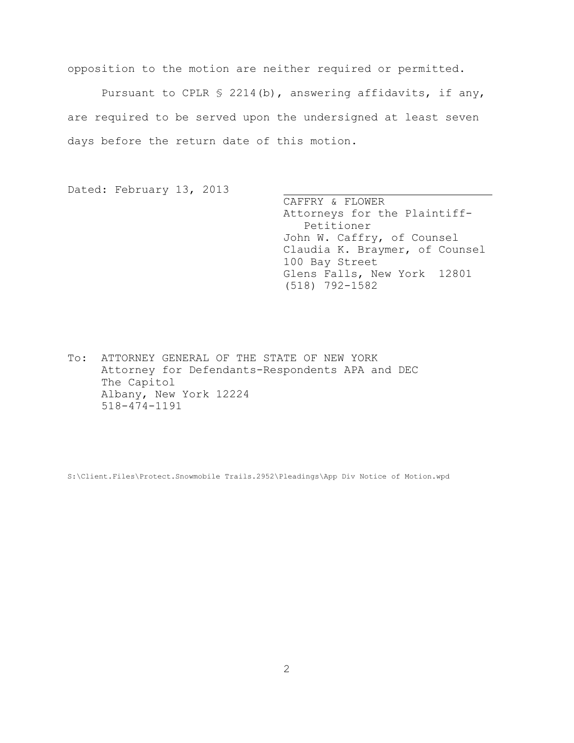opposition to the motion are neither required or permitted.

Pursuant to CPLR § 2214(b), answering affidavits, if any, are required to be served upon the undersigned at least seven days before the return date of this motion.

Dated: February 13, 2013

\_\_\_\_\_\_\_\_\_\_\_\_\_\_\_\_\_\_\_\_\_\_\_\_\_\_\_\_\_\_\_\_

CAFFRY & FLOWER
Attorneys for the Plaintiff-Petitioner
John W. Caffry, of Counsel
Claudia K. Braymer, of Counsel
100 Bay Street
Glens Falls, New York 12801
(518) 792-1582

To: ATTORNEY GENERAL OF THE STATE OF NEW YORK
Attorney for Defendants-Respondents APA and DEC
The Capitol
Albany, New York 12224
518-474-1191

S:\Client.Files\Protect.Snowmobile Trails.2952\Pleadings\App Div Notice of Motion.wpd